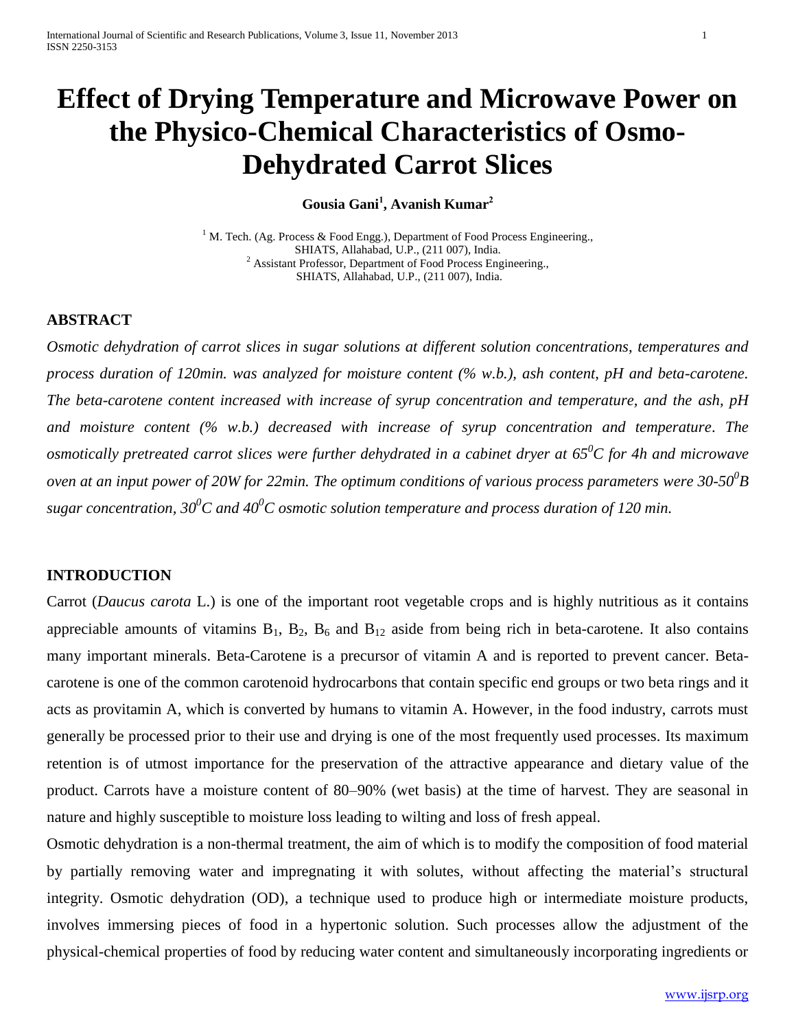# Effect of Drying Temperature and Microwave Power on the Physico-Chemical Characteristics of Osmo-Dehydrated Carrot Slices

**Gousia Gani[1], Avanish Kumar[2]**

[1] M. Tech. (Ag. Process & Food Engg.), Department of Food Process Engineering., SHIATS, Allahabad, U.P., (211 007), India.
[2] Assistant Professor, Department of Food Process Engineering., SHIATS, Allahabad, U.P., (211 007), India.

## ABSTRACT

*Osmotic dehydration of carrot slices in sugar solutions at different solution concentrations, temperatures and process duration of 120min. was analyzed for moisture content (% w.b.), ash content, pH and beta-carotene. The beta-carotene content increased with increase of syrup concentration and temperature, and the ash, pH and moisture content (% w.b.) decreased with increase of syrup concentration and temperature. The osmotically pretreated carrot slices were further dehydrated in a cabinet dryer at $65^0C$ for 4h and microwave oven at an input power of 20W for 22min. The optimum conditions of various process parameters were $30\text{-}50^0B$ sugar concentration, $30^0C$ and $40^0C$ osmotic solution temperature and process duration of 120 min.*

## INTRODUCTION

Carrot (*Daucus carota* L.) is one of the important root vegetable crops and is highly nutritious as it contains appreciable amounts of vitamins $B_1$, $B_2$, $B_6$ and $B_{12}$ aside from being rich in beta-carotene. It also contains many important minerals. Beta-Carotene is a precursor of vitamin A and is reported to prevent cancer. Beta-carotene is one of the common carotenoid hydrocarbons that contain specific end groups or two beta rings and it acts as provitamin A, which is converted by humans to vitamin A. However, in the food industry, carrots must generally be processed prior to their use and drying is one of the most frequently used processes. Its maximum retention is of utmost importance for the preservation of the attractive appearance and dietary value of the product. Carrots have a moisture content of 80–90% (wet basis) at the time of harvest. They are seasonal in nature and highly susceptible to moisture loss leading to wilting and loss of fresh appeal.

Osmotic dehydration is a non-thermal treatment, the aim of which is to modify the composition of food material by partially removing water and impregnating it with solutes, without affecting the material's structural integrity. Osmotic dehydration (OD), a technique used to produce high or intermediate moisture products, involves immersing pieces of food in a hypertonic solution. Such processes allow the adjustment of the physical-chemical properties of food by reducing water content and simultaneously incorporating ingredients or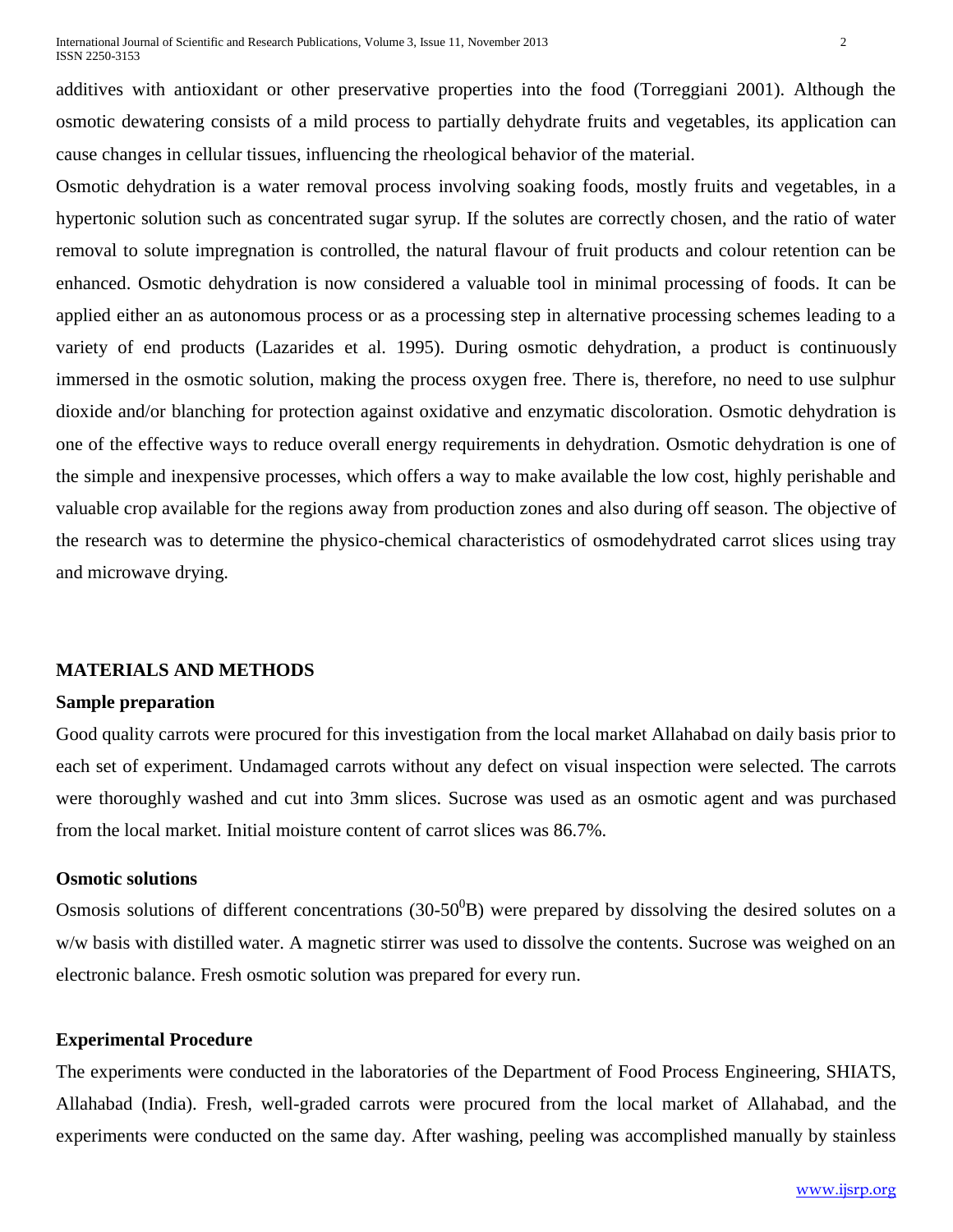additives with antioxidant or other preservative properties into the food (Torreggiani 2001). Although the osmotic dewatering consists of a mild process to partially dehydrate fruits and vegetables, its application can cause changes in cellular tissues, influencing the rheological behavior of the material.

Osmotic dehydration is a water removal process involving soaking foods, mostly fruits and vegetables, in a hypertonic solution such as concentrated sugar syrup. If the solutes are correctly chosen, and the ratio of water removal to solute impregnation is controlled, the natural flavour of fruit products and colour retention can be enhanced. Osmotic dehydration is now considered a valuable tool in minimal processing of foods. It can be applied either an as autonomous process or as a processing step in alternative processing schemes leading to a variety of end products (Lazarides et al. 1995). During osmotic dehydration, a product is continuously immersed in the osmotic solution, making the process oxygen free. There is, therefore, no need to use sulphur dioxide and/or blanching for protection against oxidative and enzymatic discoloration. Osmotic dehydration is one of the effective ways to reduce overall energy requirements in dehydration. Osmotic dehydration is one of the simple and inexpensive processes, which offers a way to make available the low cost, highly perishable and valuable crop available for the regions away from production zones and also during off season. The objective of the research was to determine the physico-chemical characteristics of osmodehydrated carrot slices using tray and microwave drying.

## MATERIALS AND METHODS

### Sample preparation

Good quality carrots were procured for this investigation from the local market Allahabad on daily basis prior to each set of experiment. Undamaged carrots without any defect on visual inspection were selected. The carrots were thoroughly washed and cut into 3mm slices. Sucrose was used as an osmotic agent and was purchased from the local market. Initial moisture content of carrot slices was 86.7%.

### Osmotic solutions

Osmosis solutions of different concentrations (30-50$^0$B) were prepared by dissolving the desired solutes on a w/w basis with distilled water. A magnetic stirrer was used to dissolve the contents. Sucrose was weighed on an electronic balance. Fresh osmotic solution was prepared for every run.

### Experimental Procedure

The experiments were conducted in the laboratories of the Department of Food Process Engineering, SHIATS, Allahabad (India). Fresh, well-graded carrots were procured from the local market of Allahabad, and the experiments were conducted on the same day. After washing, peeling was accomplished manually by stainless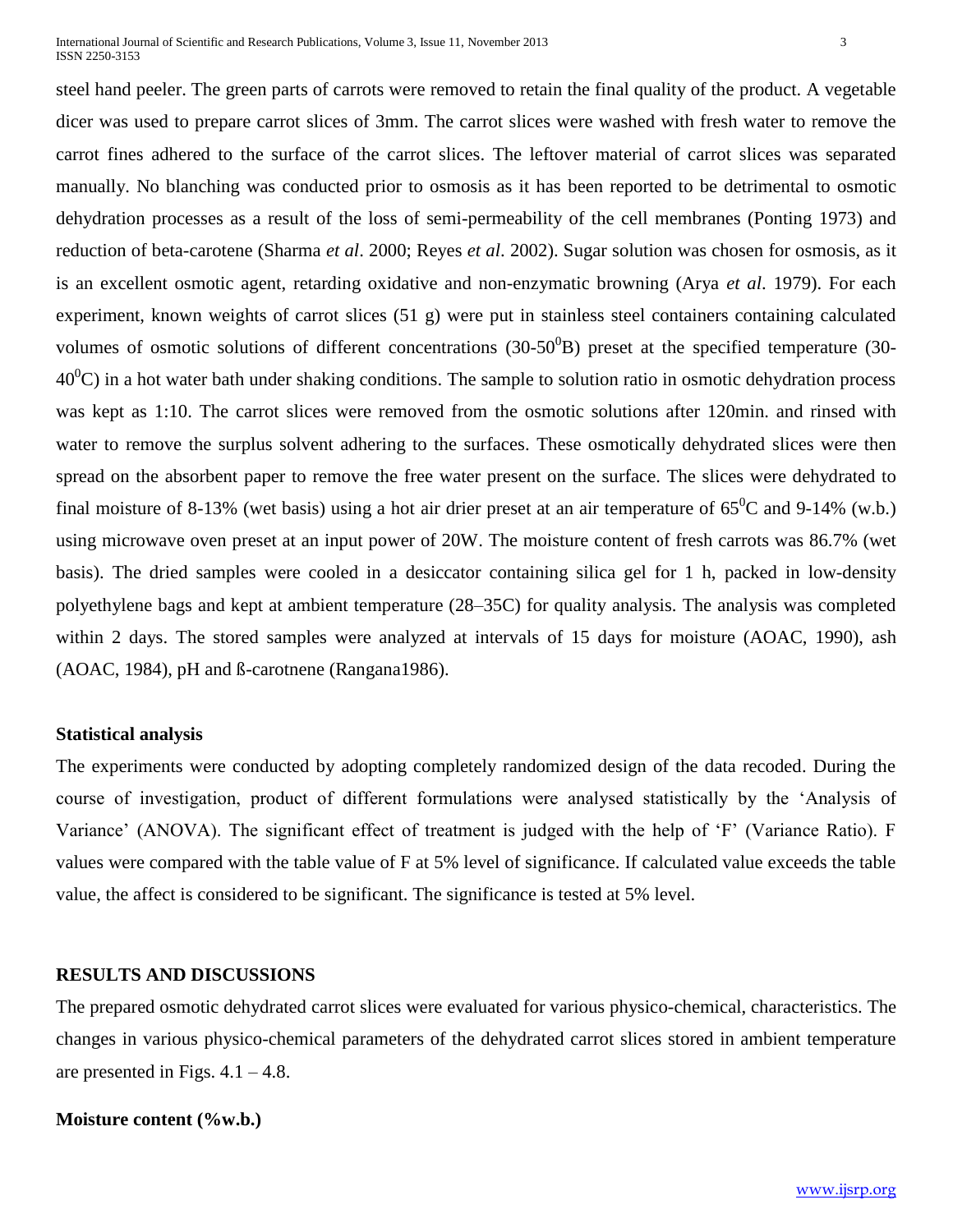steel hand peeler. The green parts of carrots were removed to retain the final quality of the product. A vegetable dicer was used to prepare carrot slices of 3mm. The carrot slices were washed with fresh water to remove the carrot fines adhered to the surface of the carrot slices. The leftover material of carrot slices was separated manually. No blanching was conducted prior to osmosis as it has been reported to be detrimental to osmotic dehydration processes as a result of the loss of semi-permeability of the cell membranes (Ponting 1973) and reduction of beta-carotene (Sharma *et al*. 2000; Reyes *et al*. 2002). Sugar solution was chosen for osmosis, as it is an excellent osmotic agent, retarding oxidative and non-enzymatic browning (Arya *et al*. 1979). For each experiment, known weights of carrot slices (51 g) were put in stainless steel containers containing calculated volumes of osmotic solutions of different concentrations (30-50$^0$B) preset at the specified temperature (30-40$^0$C) in a hot water bath under shaking conditions. The sample to solution ratio in osmotic dehydration process was kept as 1:10. The carrot slices were removed from the osmotic solutions after 120min. and rinsed with water to remove the surplus solvent adhering to the surfaces. These osmotically dehydrated slices were then spread on the absorbent paper to remove the free water present on the surface. The slices were dehydrated to final moisture of 8-13% (wet basis) using a hot air drier preset at an air temperature of 65$^0$C and 9-14% (w.b.) using microwave oven preset at an input power of 20W. The moisture content of fresh carrots was 86.7% (wet basis). The dried samples were cooled in a desiccator containing silica gel for 1 h, packed in low-density polyethylene bags and kept at ambient temperature (28–35C) for quality analysis. The analysis was completed within 2 days. The stored samples were analyzed at intervals of 15 days for moisture (AOAC, 1990), ash (AOAC, 1984), pH and ß-carotnene (Rangana1986).

**Statistical analysis**

The experiments were conducted by adopting completely randomized design of the data recoded. During the course of investigation, product of different formulations were analysed statistically by the 'Analysis of Variance' (ANOVA). The significant effect of treatment is judged with the help of 'F' (Variance Ratio). F values were compared with the table value of F at 5% level of significance. If calculated value exceeds the table value, the affect is considered to be significant. The significance is tested at 5% level.

## RESULTS AND DISCUSSIONS

The prepared osmotic dehydrated carrot slices were evaluated for various physico-chemical, characteristics. The changes in various physico-chemical parameters of the dehydrated carrot slices stored in ambient temperature are presented in Figs. 4.1 – 4.8.

**Moisture content (%w.b.)**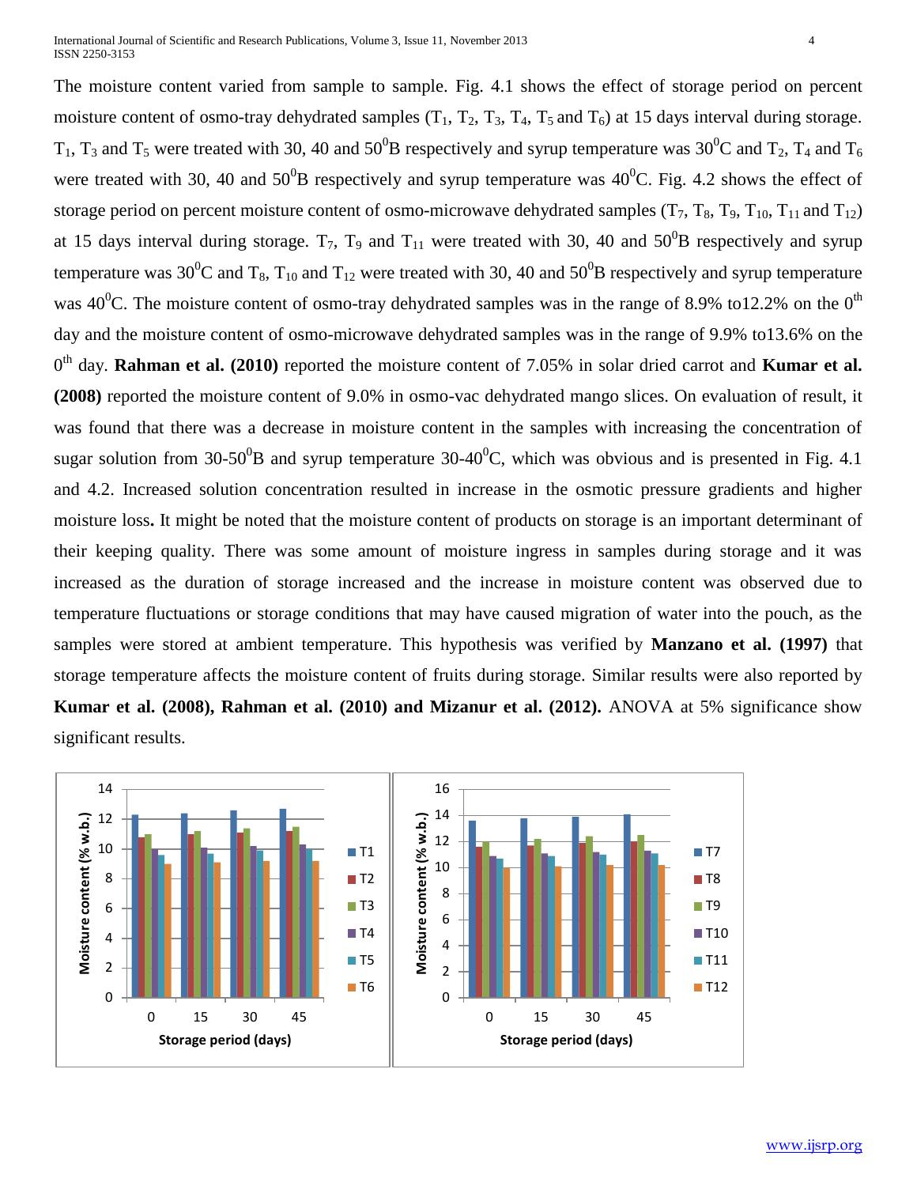The moisture content varied from sample to sample. Fig. 4.1 shows the effect of storage period on percent moisture content of osmo-tray dehydrated samples ($T_1$, $T_2$, $T_3$, $T_4$, $T_5$ and $T_6$) at 15 days interval during storage. $T_1$, $T_3$ and $T_5$ were treated with 30, 40 and 50$^0$B respectively and syrup temperature was 30$^0$C and $T_2$, $T_4$ and $T_6$ were treated with 30, 40 and 50$^0$B respectively and syrup temperature was 40$^0$C. Fig. 4.2 shows the effect of storage period on percent moisture content of osmo-microwave dehydrated samples ($T_7$, $T_8$, $T_9$, $T_{10}$, $T_{11}$ and $T_{12}$) at 15 days interval during storage. $T_7$, $T_9$ and $T_{11}$ were treated with 30, 40 and 50$^0$B respectively and syrup temperature was 30$^0$C and $T_8$, $T_{10}$ and $T_{12}$ were treated with 30, 40 and 50$^0$B respectively and syrup temperature was 40$^0$C. The moisture content of osmo-tray dehydrated samples was in the range of 8.9% to12.2% on the 0$^{th}$ day and the moisture content of osmo-microwave dehydrated samples was in the range of 9.9% to13.6% on the 0$^{th}$ day. **Rahman et al. (2010)** reported the moisture content of 7.05% in solar dried carrot and **Kumar et al. (2008)** reported the moisture content of 9.0% in osmo-vac dehydrated mango slices. On evaluation of result, it was found that there was a decrease in moisture content in the samples with increasing the concentration of sugar solution from 30-50$^0$B and syrup temperature 30-40$^0$C, which was obvious and is presented in Fig. 4.1 and 4.2. Increased solution concentration resulted in increase in the osmotic pressure gradients and higher moisture loss**.** It might be noted that the moisture content of products on storage is an important determinant of their keeping quality. There was some amount of moisture ingress in samples during storage and it was increased as the duration of storage increased and the increase in moisture content was observed due to temperature fluctuations or storage conditions that may have caused migration of water into the pouch, as the samples were stored at ambient temperature. This hypothesis was verified by **Manzano et al. (1997)** that storage temperature affects the moisture content of fruits during storage. Similar results were also reported by **Kumar et al. (2008), Rahman et al. (2010) and Mizanur et al. (2012).** ANOVA at 5% significance show significant results.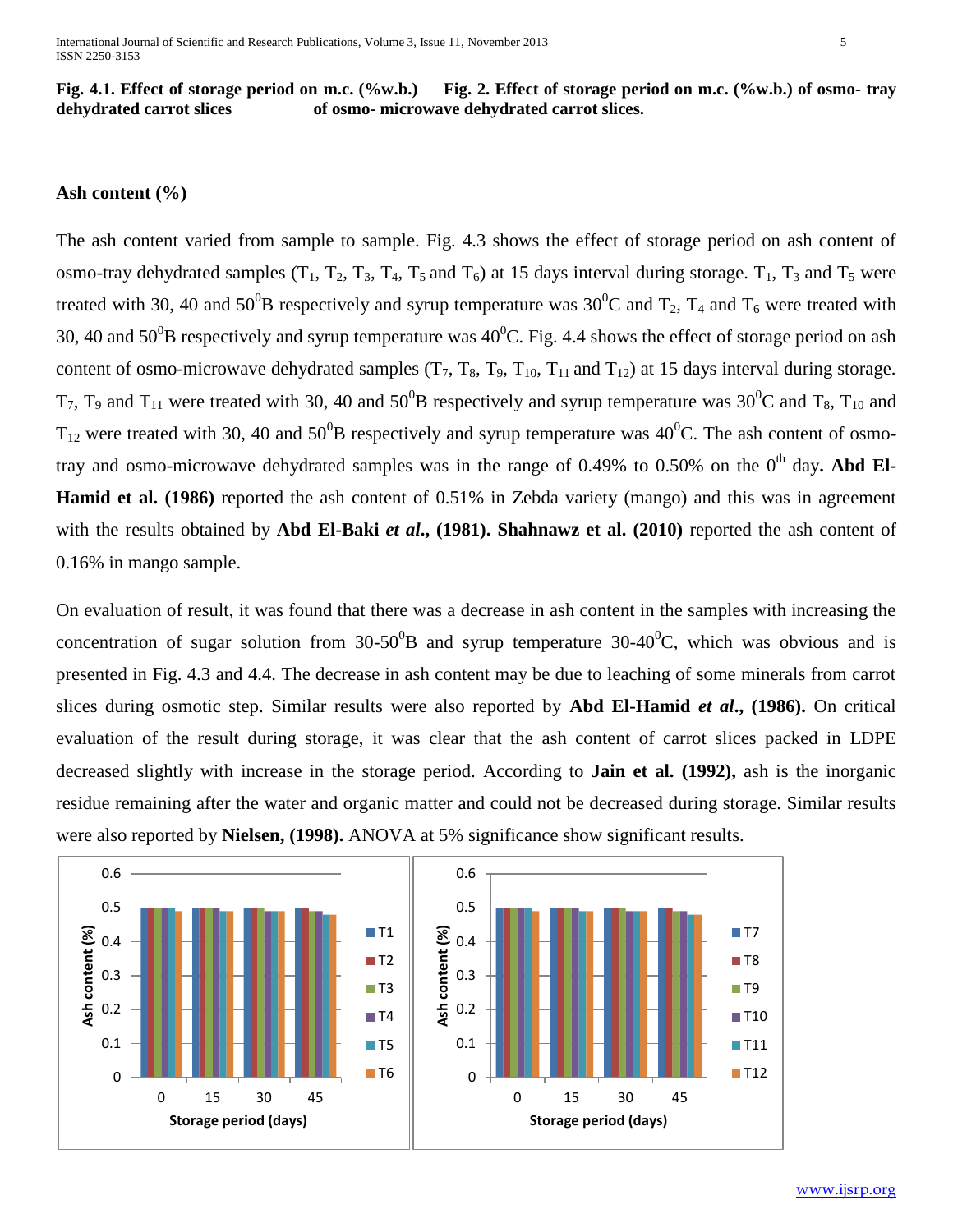**Fig. 4.1. Effect of storage period on m.c. (%w.b.) of osmo- tray dehydrated carrot slices**

**Fig. 2. Effect of storage period on m.c. (%w.b.) of osmo- microwave dehydrated carrot slices.**

### Ash content (%)

The ash content varied from sample to sample. Fig. 4.3 shows the effect of storage period on ash content of osmo-tray dehydrated samples ($T_1$, $T_2$, $T_3$, $T_4$, $T_5$ and $T_6$) at 15 days interval during storage. $T_1$, $T_3$ and $T_5$ were treated with 30, 40 and $50^0$B respectively and syrup temperature was $30^0$C and $T_2$, $T_4$ and $T_6$ were treated with 30, 40 and $50^0$B respectively and syrup temperature was $40^0$C. Fig. 4.4 shows the effect of storage period on ash content of osmo-microwave dehydrated samples ($T_7$, $T_8$, $T_9$, $T_{10}$, $T_{11}$ and $T_{12}$) at 15 days interval during storage. $T_7$, $T_9$ and $T_{11}$ were treated with 30, 40 and $50^0$B respectively and syrup temperature was $30^0$C and $T_8$, $T_{10}$ and $T_{12}$ were treated with 30, 40 and $50^0$B respectively and syrup temperature was $40^0$C. The ash content of osmo-tray and osmo-microwave dehydrated samples was in the range of 0.49% to 0.50% on the $0^{th}$ day**. Abd El-Hamid et al. (1986)** reported the ash content of 0.51% in Zebda variety (mango) and this was in agreement with the results obtained by **Abd El-Baki *et al*., (1981). Shahnawz et al. (2010)** reported the ash content of 0.16% in mango sample.

On evaluation of result, it was found that there was a decrease in ash content in the samples with increasing the concentration of sugar solution from 30-$50^0$B and syrup temperature 30-$40^0$C, which was obvious and is presented in Fig. 4.3 and 4.4. The decrease in ash content may be due to leaching of some minerals from carrot slices during osmotic step. Similar results were also reported by **Abd El-Hamid *et al*., (1986).** On critical evaluation of the result during storage, it was clear that the ash content of carrot slices packed in LDPE decreased slightly with increase in the storage period. According to **Jain et al. (1992),** ash is the inorganic residue remaining after the water and organic matter and could not be decreased during storage. Similar results were also reported by **Nielsen, (1998).** ANOVA at 5% significance show significant results.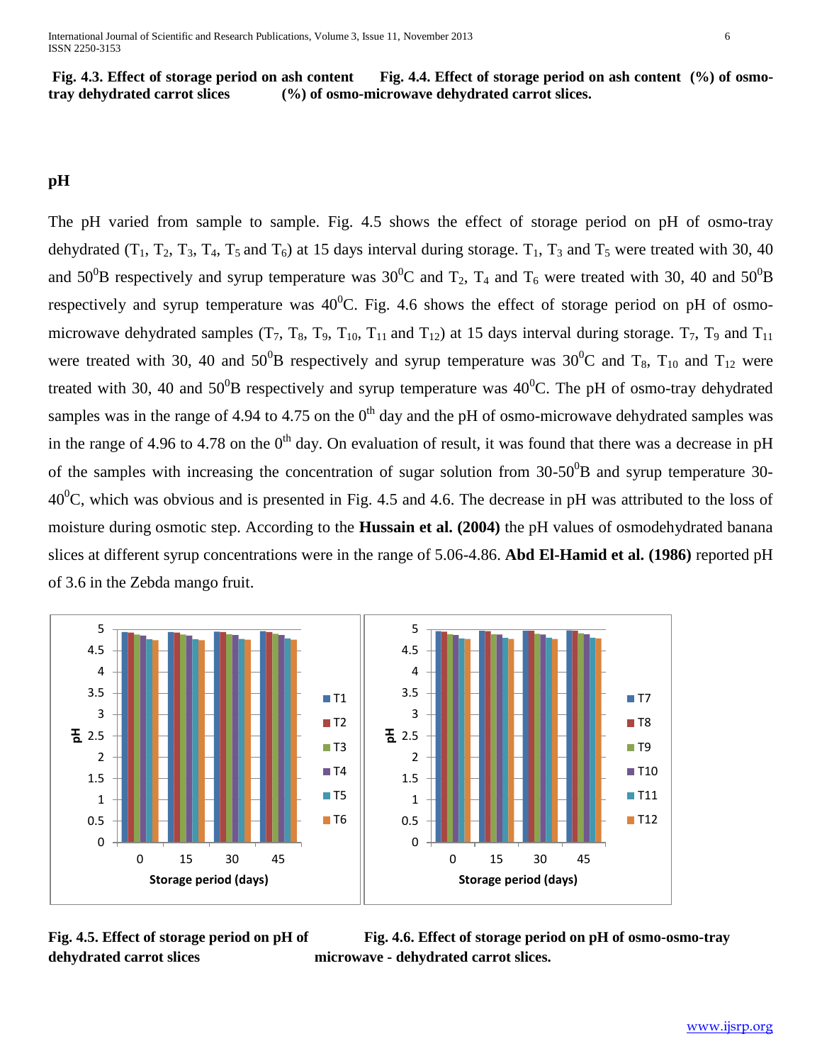**Fig. 4.3. Effect of storage period on ash content (%) of osmo-tray dehydrated carrot slices**

**Fig. 4.4. Effect of storage period on ash content (%) of osmo-microwave dehydrated carrot slices.**

## pH

The pH varied from sample to sample. Fig. 4.5 shows the effect of storage period on pH of osmo-tray dehydrated ($T_1$, $T_2$, $T_3$, $T_4$, $T_5$ and $T_6$) at 15 days interval during storage. $T_1$, $T_3$ and $T_5$ were treated with 30, 40 and 50$^0$B respectively and syrup temperature was 30$^0$C and $T_2$, $T_4$ and $T_6$ were treated with 30, 40 and 50$^0$B respectively and syrup temperature was 40$^0$C. Fig. 4.6 shows the effect of storage period on pH of osmo-microwave dehydrated samples ($T_7$, $T_8$, $T_9$, $T_{10}$, $T_{11}$ and $T_{12}$) at 15 days interval during storage. $T_7$, $T_9$ and $T_{11}$ were treated with 30, 40 and 50$^0$B respectively and syrup temperature was 30$^0$C and $T_8$, $T_{10}$ and $T_{12}$ were treated with 30, 40 and 50$^0$B respectively and syrup temperature was 40$^0$C. The pH of osmo-tray dehydrated samples was in the range of 4.94 to 4.75 on the 0$^{th}$ day and the pH of osmo-microwave dehydrated samples was in the range of 4.96 to 4.78 on the 0$^{th}$ day. On evaluation of result, it was found that there was a decrease in pH of the samples with increasing the concentration of sugar solution from 30-50$^0$B and syrup temperature 30-40$^0$C, which was obvious and is presented in Fig. 4.5 and 4.6. The decrease in pH was attributed to the loss of moisture during osmotic step. According to the **Hussain et al. (2004)** the pH values of osmodehydrated banana slices at different syrup concentrations were in the range of 5.06-4.86. **Abd El-Hamid et al. (1986)** reported pH of 3.6 in the Zebda mango fruit.

**Fig. 4.5. Effect of storage period on pH of dehydrated carrot slices**

**Fig. 4.6. Effect of storage period on pH of osmo-osmo-tray microwave - dehydrated carrot slices.**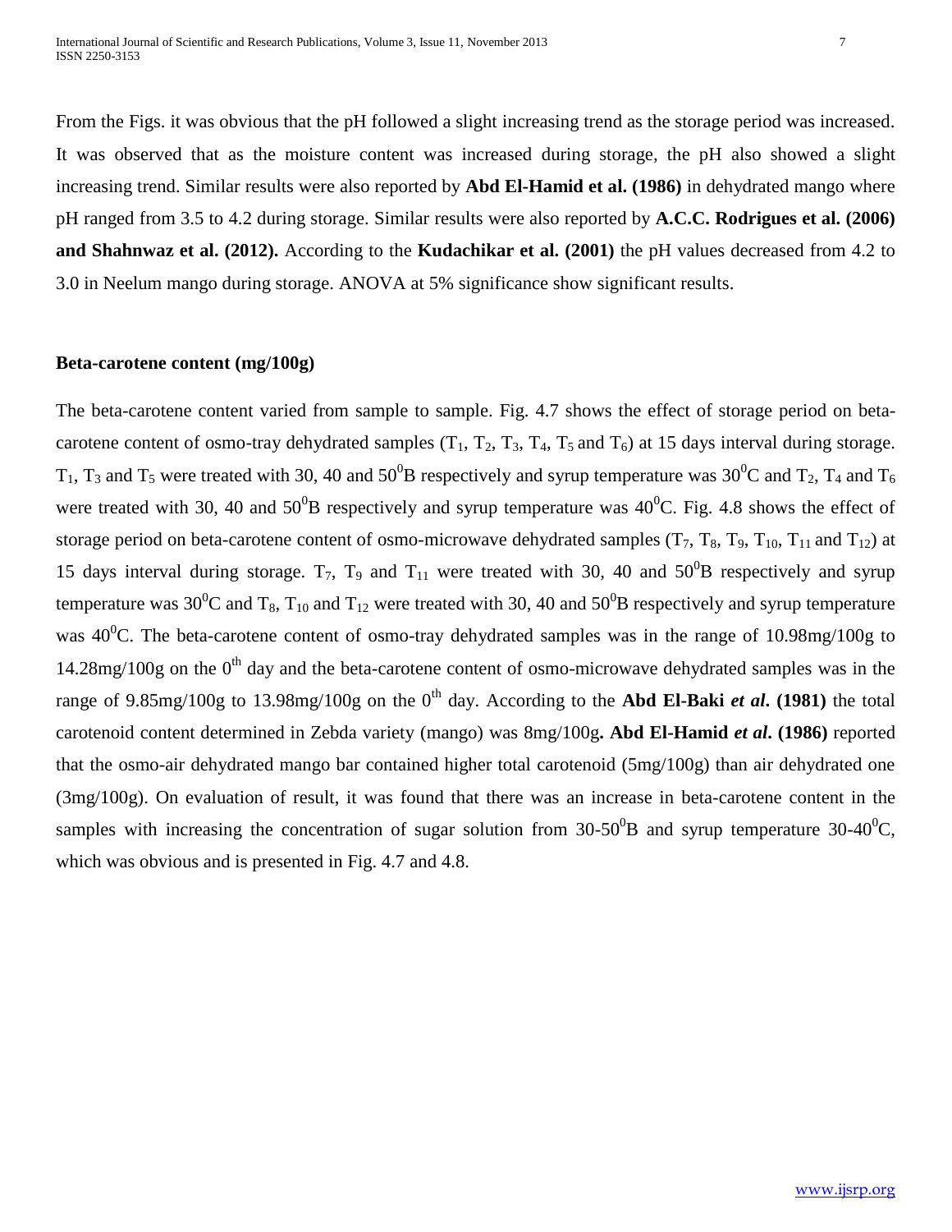From the Figs. it was obvious that the pH followed a slight increasing trend as the storage period was increased. It was observed that as the moisture content was increased during storage, the pH also showed a slight increasing trend. Similar results were also reported by **Abd El-Hamid et al. (1986)** in dehydrated mango where pH ranged from 3.5 to 4.2 during storage. Similar results were also reported by **A.C.C. Rodrigues et al. (2006) and Shahnwaz et al. (2012).** According to the **Kudachikar et al. (2001)** the pH values decreased from 4.2 to 3.0 in Neelum mango during storage. ANOVA at 5% significance show significant results.

**Beta-carotene content (mg/100g)**

The beta-carotene content varied from sample to sample. Fig. 4.7 shows the effect of storage period on beta-carotene content of osmo-tray dehydrated samples ($T_1$, $T_2$, $T_3$, $T_4$, $T_5$ and $T_6$) at 15 days interval during storage. $T_1$, $T_3$ and $T_5$ were treated with 30, 40 and $50^0$B respectively and syrup temperature was $30^0$C and $T_2$, $T_4$ and $T_6$ were treated with 30, 40 and $50^0$B respectively and syrup temperature was $40^0$C. Fig. 4.8 shows the effect of storage period on beta-carotene content of osmo-microwave dehydrated samples ($T_7$, $T_8$, $T_9$, $T_{10}$, $T_{11}$ and $T_{12}$) at 15 days interval during storage. $T_7$, $T_9$ and $T_{11}$ were treated with 30, 40 and $50^0$B respectively and syrup temperature was $30^0$C and $T_8$, $T_{10}$ and $T_{12}$ were treated with 30, 40 and $50^0$B respectively and syrup temperature was $40^0$C. The beta-carotene content of osmo-tray dehydrated samples was in the range of 10.98mg/100g to 14.28mg/100g on the $0^{th}$ day and the beta-carotene content of osmo-microwave dehydrated samples was in the range of 9.85mg/100g to 13.98mg/100g on the $0^{th}$ day. According to the **Abd El-Baki *et al*. (1981)** the total carotenoid content determined in Zebda variety (mango) was 8mg/100g**. Abd El-Hamid *et al*. (1986)** reported that the osmo-air dehydrated mango bar contained higher total carotenoid (5mg/100g) than air dehydrated one (3mg/100g). On evaluation of result, it was found that there was an increase in beta-carotene content in the samples with increasing the concentration of sugar solution from 30-$50^0$B and syrup temperature 30-$40^0$C, which was obvious and is presented in Fig. 4.7 and 4.8.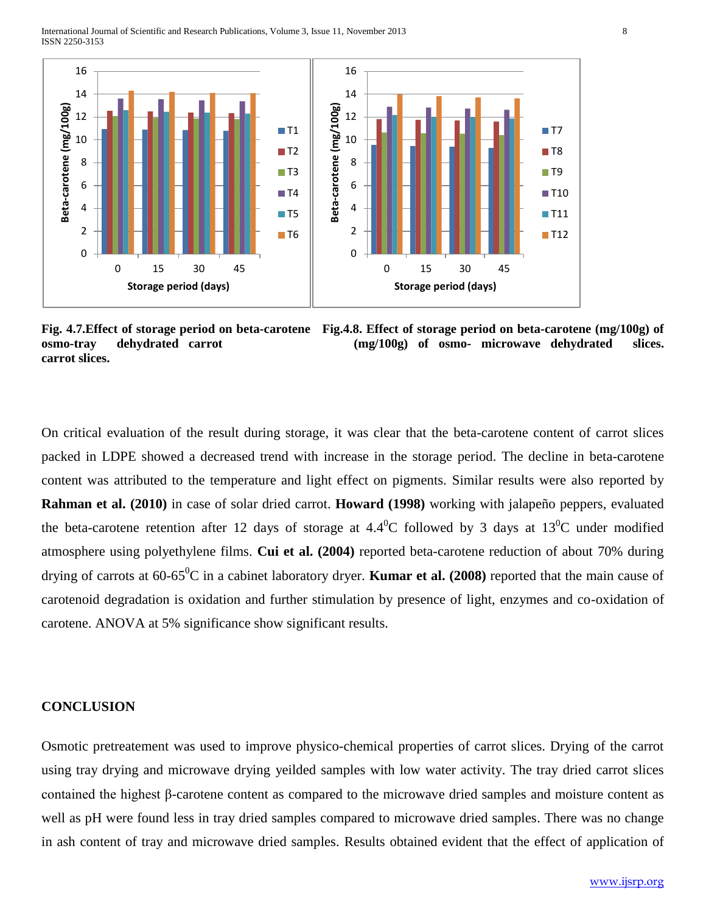Fig. 4.7.Effect of storage period on beta-carotene osmo-tray dehydrated carrot carrot slices.

Fig.4.8. Effect of storage period on beta-carotene (mg/100g) of (mg/100g) of osmo- microwave dehydrated slices.

On critical evaluation of the result during storage, it was clear that the beta-carotene content of carrot slices packed in LDPE showed a decreased trend with increase in the storage period. The decline in beta-carotene content was attributed to the temperature and light effect on pigments. Similar results were also reported by **Rahman et al. (2010)** in case of solar dried carrot. **Howard (1998)** working with jalapeño peppers, evaluated the beta-carotene retention after 12 days of storage at $4.4^{0}$C followed by 3 days at $13^{0}$C under modified atmosphere using polyethylene films. **Cui et al. (2004)** reported beta-carotene reduction of about 70% during drying of carrots at 60-$65^{0}$C in a cabinet laboratory dryer. **Kumar et al. (2008)** reported that the main cause of carotenoid degradation is oxidation and further stimulation by presence of light, enzymes and co-oxidation of carotene. ANOVA at 5% significance show significant results.

## CONCLUSION

Osmotic pretreatement was used to improve physico-chemical properties of carrot slices. Drying of the carrot using tray drying and microwave drying yeilded samples with low water activity. The tray dried carrot slices contained the highest β-carotene content as compared to the microwave dried samples and moisture content as well as pH were found less in tray dried samples compared to microwave dried samples. There was no change in ash content of tray and microwave dried samples. Results obtained evident that the effect of application of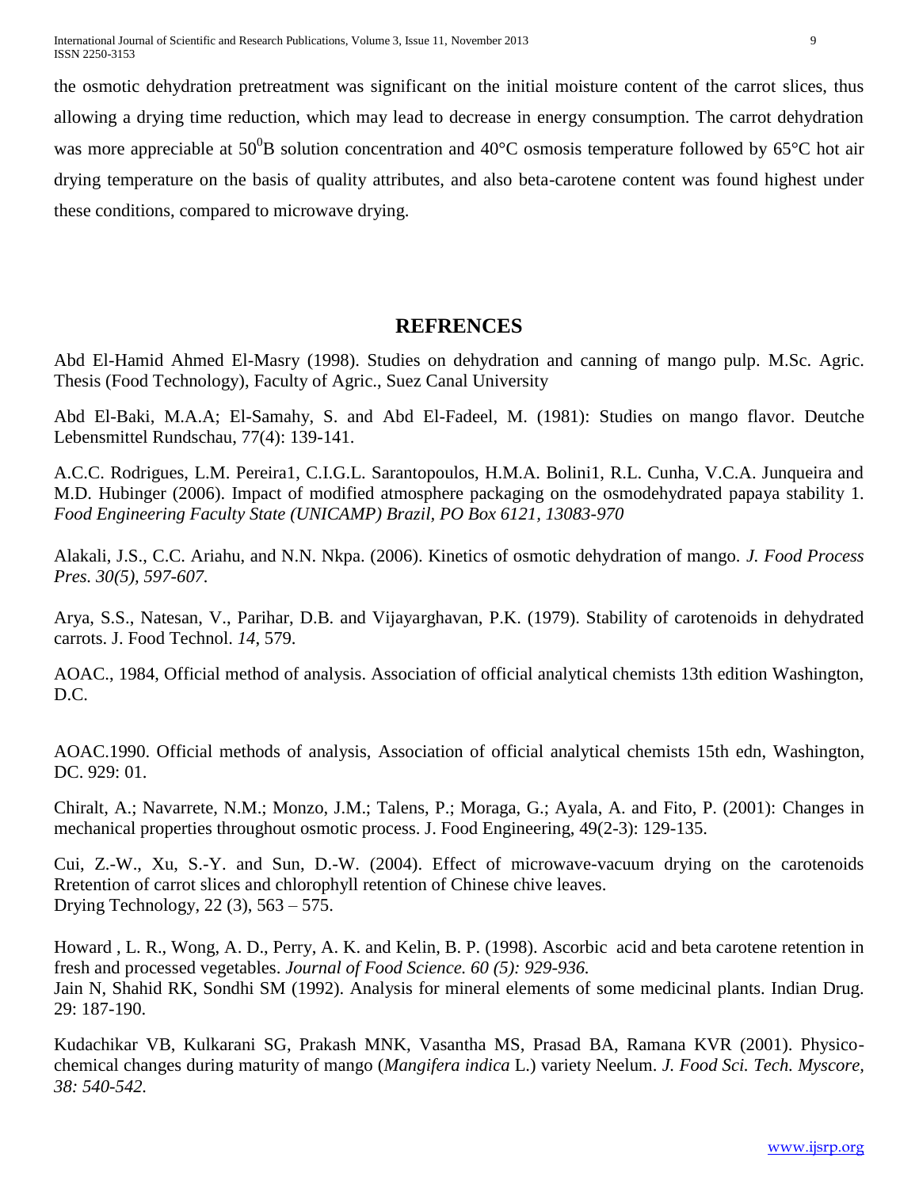the osmotic dehydration pretreatment was significant on the initial moisture content of the carrot slices, thus allowing a drying time reduction, which may lead to decrease in energy consumption. The carrot dehydration was more appreciable at $50^0$B solution concentration and 40°C osmosis temperature followed by 65°C hot air drying temperature on the basis of quality attributes, and also beta-carotene content was found highest under these conditions, compared to microwave drying.

## REFRENCES

Abd El-Hamid Ahmed El-Masry (1998). Studies on dehydration and canning of mango pulp. M.Sc. Agric. Thesis (Food Technology), Faculty of Agric., Suez Canal University

Abd El-Baki, M.A.A; El-Samahy, S. and Abd El-Fadeel, M. (1981): Studies on mango flavor. Deutche Lebensmittel Rundschau, 77(4): 139-141.

A.C.C. Rodrigues, L.M. Pereira1, C.I.G.L. Sarantopoulos, H.M.A. Bolini1, R.L. Cunha, V.C.A. Junqueira and M.D. Hubinger (2006). Impact of modified atmosphere packaging on the osmodehydrated papaya stability 1. *Food Engineering Faculty State (UNICAMP) Brazil, PO Box 6121, 13083-970*

Alakali, J.S., C.C. Ariahu, and N.N. Nkpa. (2006). Kinetics of osmotic dehydration of mango. *J. Food Process Pres. 30(5), 597-607.*

Arya, S.S., Natesan, V., Parihar, D.B. and Vijayarghavan, P.K. (1979). Stability of carotenoids in dehydrated carrots. J. Food Technol. *14*, 579.

AOAC., 1984, Official method of analysis. Association of official analytical chemists 13th edition Washington, D.C.

AOAC.1990. Official methods of analysis, Association of official analytical chemists 15th edn, Washington, DC. 929: 01.

Chiralt, A.; Navarrete, N.M.; Monzo, J.M.; Talens, P.; Moraga, G.; Ayala, A. and Fito, P. (2001): Changes in mechanical properties throughout osmotic process. J. Food Engineering, 49(2-3): 129-135.

Cui, Z.-W., Xu, S.-Y. and Sun, D.-W. (2004). Effect of microwave-vacuum drying on the carotenoids Rretention of carrot slices and chlorophyll retention of Chinese chive leaves.
Drying Technology, 22 (3), 563 – 575.

Howard , L. R., Wong, A. D., Perry, A. K. and Kelin, B. P. (1998). Ascorbic acid and beta carotene retention in fresh and processed vegetables. *Journal of Food Science. 60 (5): 929-936.*

Jain N, Shahid RK, Sondhi SM (1992). Analysis for mineral elements of some medicinal plants. Indian Drug. 29: 187-190.

Kudachikar VB, Kulkarani SG, Prakash MNK, Vasantha MS, Prasad BA, Ramana KVR (2001). Physico-chemical changes during maturity of mango (*Mangifera indica* L.) variety Neelum. *J. Food Sci. Tech. Myscore, 38: 540-542.*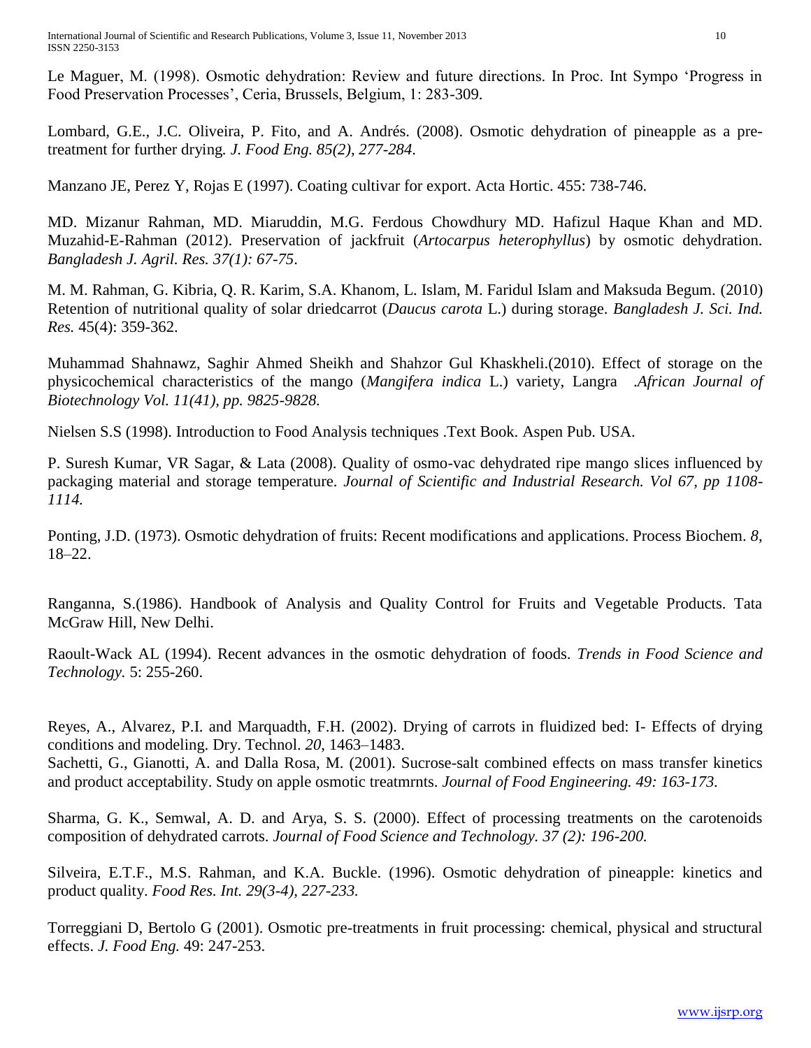Le Maguer, M. (1998). Osmotic dehydration: Review and future directions. In Proc. Int Sympo 'Progress in Food Preservation Processes', Ceria, Brussels, Belgium, 1: 283-309.

Lombard, G.E., J.C. Oliveira, P. Fito, and A. Andrés. (2008). Osmotic dehydration of pineapple as a pre-treatment for further drying. *J. Food Eng. 85(2), 277-284.*

Manzano JE, Perez Y, Rojas E (1997). Coating cultivar for export. Acta Hortic. 455: 738-746.

MD. Mizanur Rahman, MD. Miaruddin, M.G. Ferdous Chowdhury MD. Hafizul Haque Khan and MD. Muzahid-E-Rahman (2012). Preservation of jackfruit (*Artocarpus heterophyllus*) by osmotic dehydration. *Bangladesh J. Agril. Res. 37(1): 67-75*.

M. M. Rahman, G. Kibria, Q. R. Karim, S.A. Khanom, L. Islam, M. Faridul Islam and Maksuda Begum. (2010) Retention of nutritional quality of solar driedcarrot (*Daucus carota* L.) during storage. *Bangladesh J. Sci. Ind. Res.* 45(4): 359-362.

Muhammad Shahnawz, Saghir Ahmed Sheikh and Shahzor Gul Khaskheli.(2010). Effect of storage on the physicochemical characteristics of the mango (*Mangifera indica* L.) variety, Langra .*African Journal of Biotechnology Vol. 11(41), pp. 9825-9828.*

Nielsen S.S (1998). Introduction to Food Analysis techniques .Text Book. Aspen Pub. USA.

P. Suresh Kumar, VR Sagar, & Lata (2008). Quality of osmo-vac dehydrated ripe mango slices influenced by packaging material and storage temperature. *Journal of Scientific and Industrial Research. Vol 67, pp 1108-1114.*

Ponting, J.D. (1973). Osmotic dehydration of fruits: Recent modifications and applications. Process Biochem. *8*, 18–22.

Ranganna, S.(1986). Handbook of Analysis and Quality Control for Fruits and Vegetable Products. Tata McGraw Hill, New Delhi.

Raoult-Wack AL (1994). Recent advances in the osmotic dehydration of foods. *Trends in Food Science and Technology.* 5: 255-260.

Reyes, A., Alvarez, P.I. and Marquadth, F.H. (2002). Drying of carrots in fluidized bed: I- Effects of drying conditions and modeling. Dry. Technol. *20*, 1463–1483.

Sachetti, G., Gianotti, A. and Dalla Rosa, M. (2001). Sucrose-salt combined effects on mass transfer kinetics and product acceptability. Study on apple osmotic treatmrnts. *Journal of Food Engineering. 49: 163-173.*

Sharma, G. K., Semwal, A. D. and Arya, S. S. (2000). Effect of processing treatments on the carotenoids composition of dehydrated carrots. *Journal of Food Science and Technology. 37 (2): 196-200.*

Silveira, E.T.F., M.S. Rahman, and K.A. Buckle. (1996). Osmotic dehydration of pineapple: kinetics and product quality. *Food Res. Int. 29(3-4), 227-233.*

Torreggiani D, Bertolo G (2001). Osmotic pre-treatments in fruit processing: chemical, physical and structural effects. *J. Food Eng.* 49: 247-253.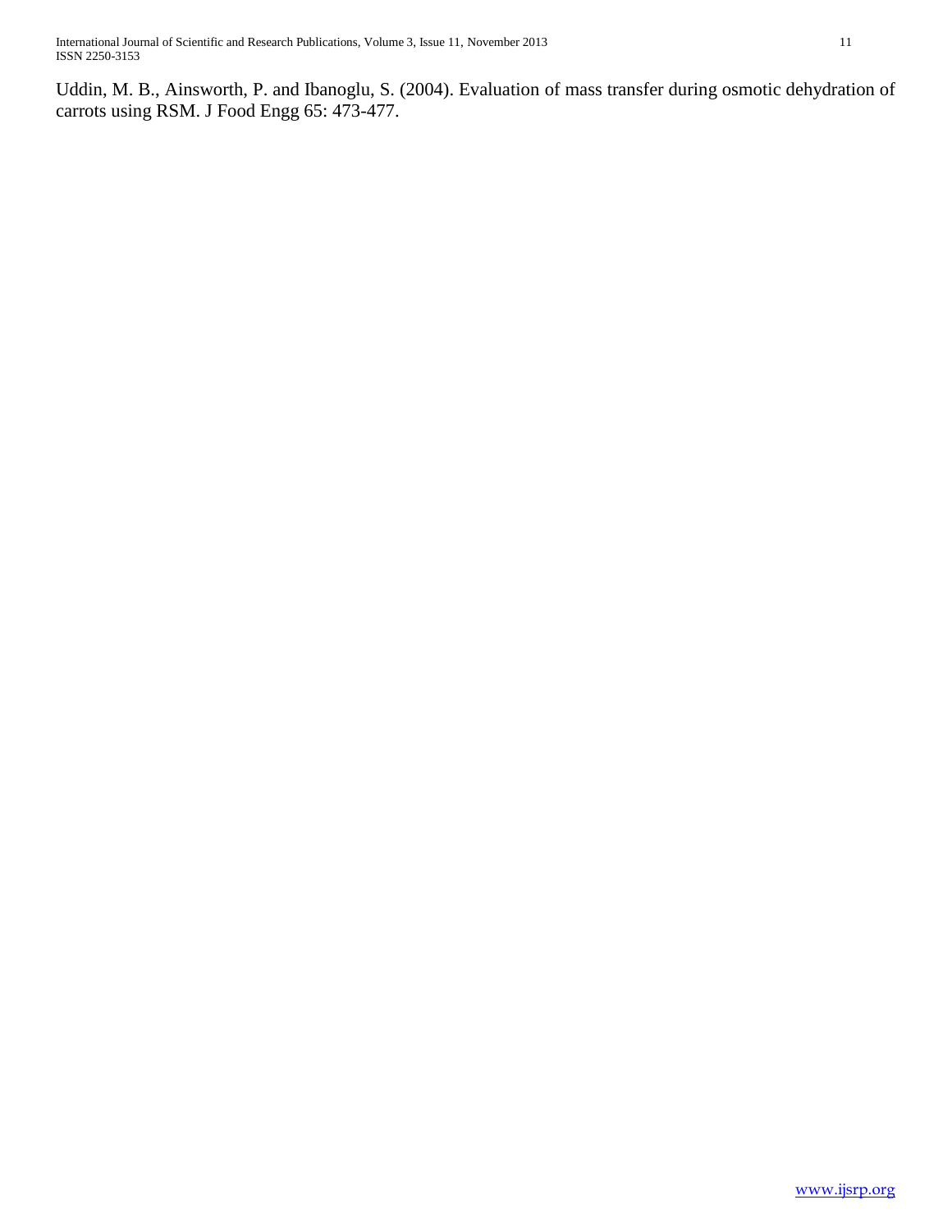Uddin, M. B., Ainsworth, P. and Ibanoglu, S. (2004). Evaluation of mass transfer during osmotic dehydration of carrots using RSM. J Food Engg 65: 473-477.